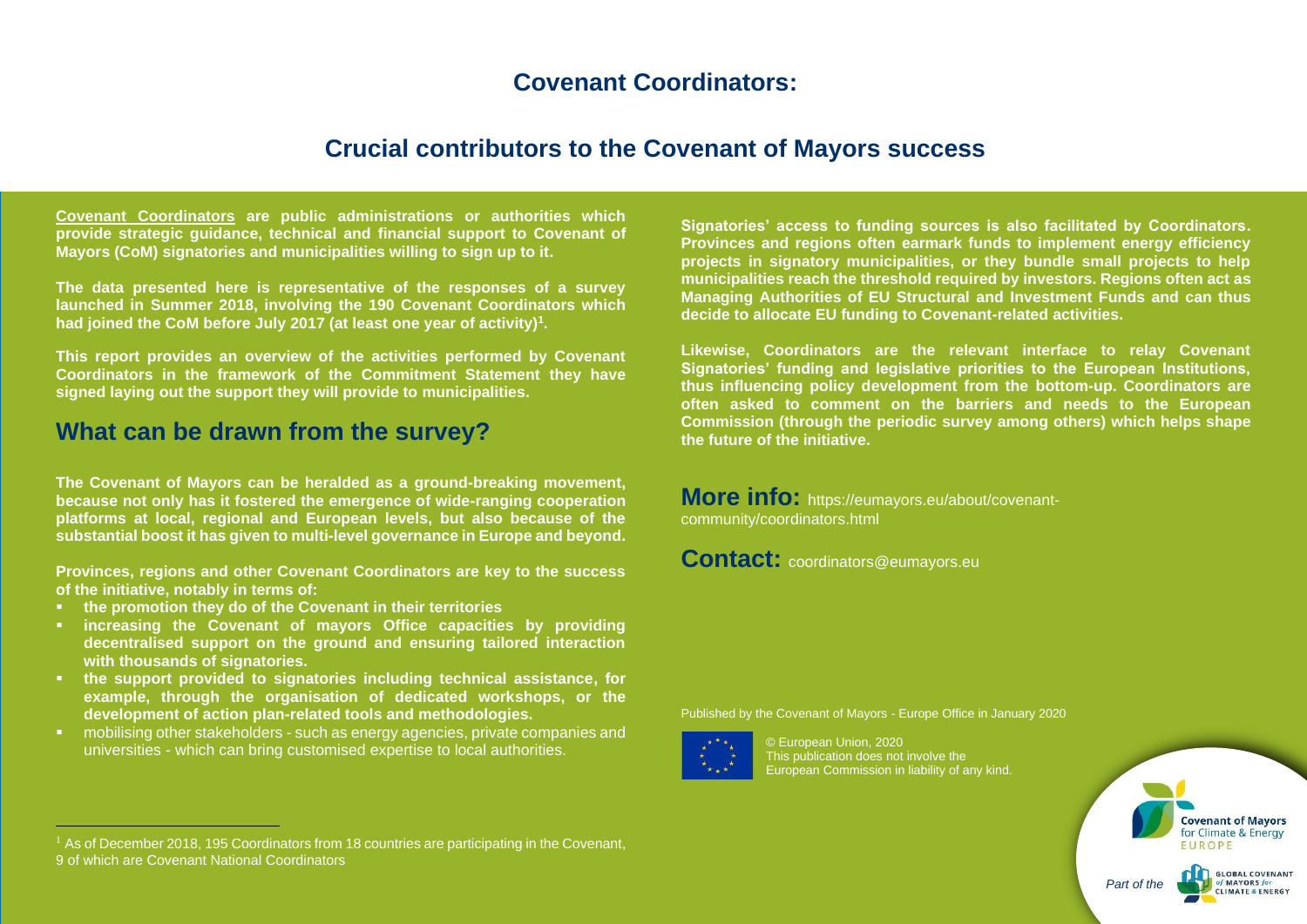# Covenant Coordinators:

## Crucial contributors to the Covenant of Mayors success

**Covenant Coordinators are public administrations or authorities which provide strategic guidance, technical and financial support to Covenant of Mayors (CoM) signatories and municipalities willing to sign up to it.**

**The data presented here is representative of the responses of a survey launched in Summer 2018, involving the 190 Covenant Coordinators which had joined the CoM before July 2017 (at least one year of activity)[1].**

**This report provides an overview of the activities performed by Covenant Coordinators in the framework of the Commitment Statement they have signed laying out the support they will provide to municipalities.**

## What can be drawn from the survey?

**The Covenant of Mayors can be heralded as a ground-breaking movement, because not only has it fostered the emergence of wide-ranging cooperation platforms at local, regional and European levels, but also because of the substantial boost it has given to multi-level governance in Europe and beyond.**

**Provinces, regions and other Covenant Coordinators are key to the success of the initiative, notably in terms of:**

- **the promotion they do of the Covenant in their territories**
- **increasing the Covenant of mayors Office capacities by providing decentralised support on the ground and ensuring tailored interaction with thousands of signatories.**
- **the support provided to signatories including technical assistance, for example, through the organisation of dedicated workshops, or the development of action plan-related tools and methodologies.**
- mobilising other stakeholders - such as energy agencies, private companies and universities - which can bring customised expertise to local authorities.

**Signatories' access to funding sources is also facilitated by Coordinators. Provinces and regions often earmark funds to implement energy efficiency projects in signatory municipalities, or they bundle small projects to help municipalities reach the threshold required by investors. Regions often act as Managing Authorities of EU Structural and Investment Funds and can thus decide to allocate EU funding to Covenant-related activities.**

**Likewise, Coordinators are the relevant interface to relay Covenant Signatories' funding and legislative priorities to the European Institutions, thus influencing policy development from the bottom-up. Coordinators are often asked to comment on the barriers and needs to the European Commission (through the periodic survey among others) which helps shape the future of the initiative.**

**More info:** https://eumayors.eu/about/covenant-community/coordinators.html

**Contact:** coordinators@eumayors.eu

Published by the Covenant of Mayors - Europe Office in January 2020

© European Union, 2020
This publication does not involve the European Commission in liability of any kind.

Covenant of Mayors for Climate & Energy EUROPE

*Part of the* GLOBAL COVENANT of MAYORS for CLIMATE & ENERGY

[1] As of December 2018, 195 Coordinators from 18 countries are participating in the Covenant, 9 of which are Covenant National Coordinators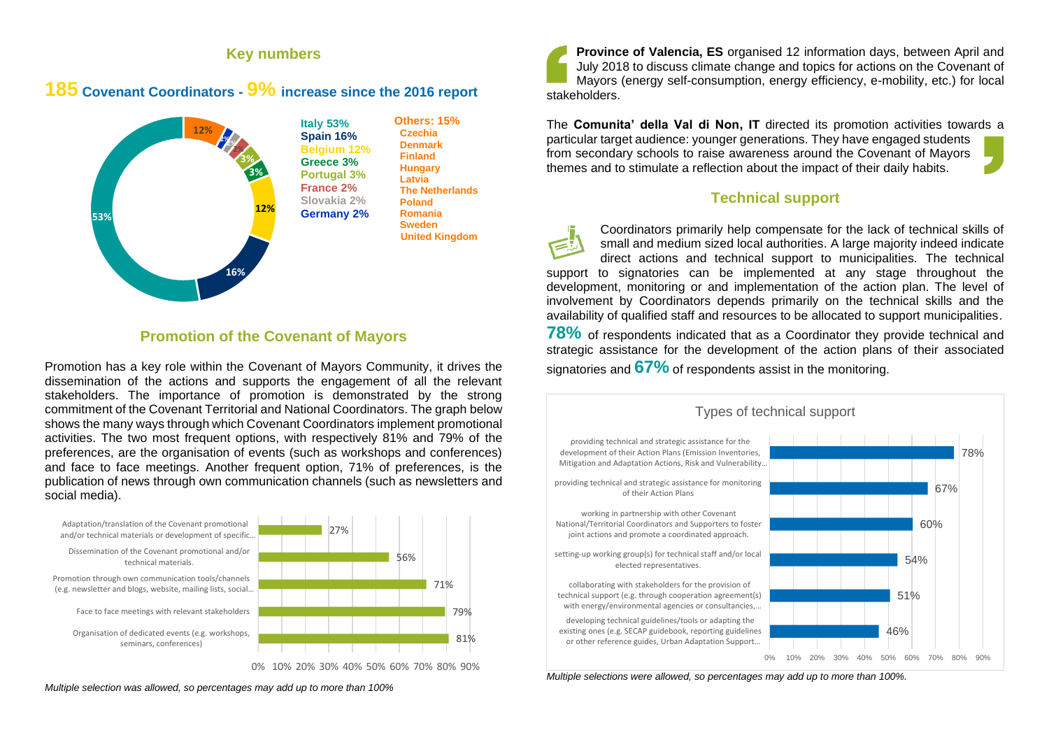## Key numbers

### **185** Covenant Coordinators - **9%** increase since the 2016 report

| Country | Share |
|---|---|
| Italy | 53% |
| Spain | 16% |
| Belgium | 12% |
| Greece | 3% |
| Portugal | 3% |
| France | 2% |
| Slovakia | 2% |
| Germany | 2% |
| Others | 15% |

Others: Czechia, Denmark, Finland, Hungary, Latvia, The Netherlands, Poland, Romania, Sweden, United Kingdom

## Promotion of the Covenant of Mayors

Promotion has a key role within the Covenant of Mayors Community, it drives the dissemination of the actions and supports the engagement of all the relevant stakeholders. The importance of promotion is demonstrated by the strong commitment of the Covenant Territorial and National Coordinators. The graph below shows the many ways through which Covenant Coordinators implement promotional activities. The two most frequent options, with respectively 81% and 79% of the preferences, are the organisation of events (such as workshops and conferences) and face to face meetings. Another frequent option, 71% of preferences, is the publication of news through own communication channels (such as newsletters and social media).

| Promotional activity | % |
|---|---|
| Adaptation/translation of the Covenant promotional and/or technical materials or development of specific… | 27% |
| Dissemination of the Covenant promotional and/or technical materials. | 56% |
| Promotion through own communication tools/channels (e.g. newsletter and blogs, website, mailing lists, social… | 71% |
| Face to face meetings with relevant stakeholders | 79% |
| Organisation of dedicated events (e.g. workshops, seminars, conferences) | 81% |

*Multiple selection was allowed, so percentages may add up to more than 100%*

**Province of Valencia, ES** organised 12 information days, between April and July 2018 to discuss climate change and topics for actions on the Covenant of Mayors (energy self-consumption, energy efficiency, e-mobility, etc.) for local stakeholders.

The **Comunita' della Val di Non, IT** directed its promotion activities towards a particular target audience: younger generations. They have engaged students from secondary schools to raise awareness around the Covenant of Mayors themes and to stimulate a reflection about the impact of their daily habits.

## Technical support

Coordinators primarily help compensate for the lack of technical skills of small and medium sized local authorities. A large majority indeed indicate direct actions and technical support to municipalities. The technical support to signatories can be implemented at any stage throughout the development, monitoring or and implementation of the action plan. The level of involvement by Coordinators depends primarily on the technical skills and the availability of qualified staff and resources to be allocated to support municipalities.

**78%** of respondents indicated that as a Coordinator they provide technical and strategic assistance for the development of the action plans of their associated signatories and **67%** of respondents assist in the monitoring.

**Types of technical support**

| Type of technical support | % |
|---|---|
| providing technical and strategic assistance for the development of their Action Plans (Emission Inventories, Mitigation and Adaptation Actions, Risk and Vulnerability… | 78% |
| providing technical and strategic assistance for monitoring of their Action Plans | 67% |
| working in partnership with other Covenant National/Territorial Coordinators and Supporters to foster joint actions and promote a coordinated approach. | 60% |
| setting-up working group(s) for technical staff and/or local elected representatives. | 54% |
| collaborating with stakeholders for the provision of technical support (e.g. through cooperation agreement(s) with energy/environmental agencies or consultancies,… | 51% |
| developing technical guidelines/tools or adapting the existing ones (e.g. SECAP guidebook, reporting guidelines or other reference guides, Urban Adaptation Support… | 46% |

*Multiple selections were allowed, so percentages may add up to more than 100%.*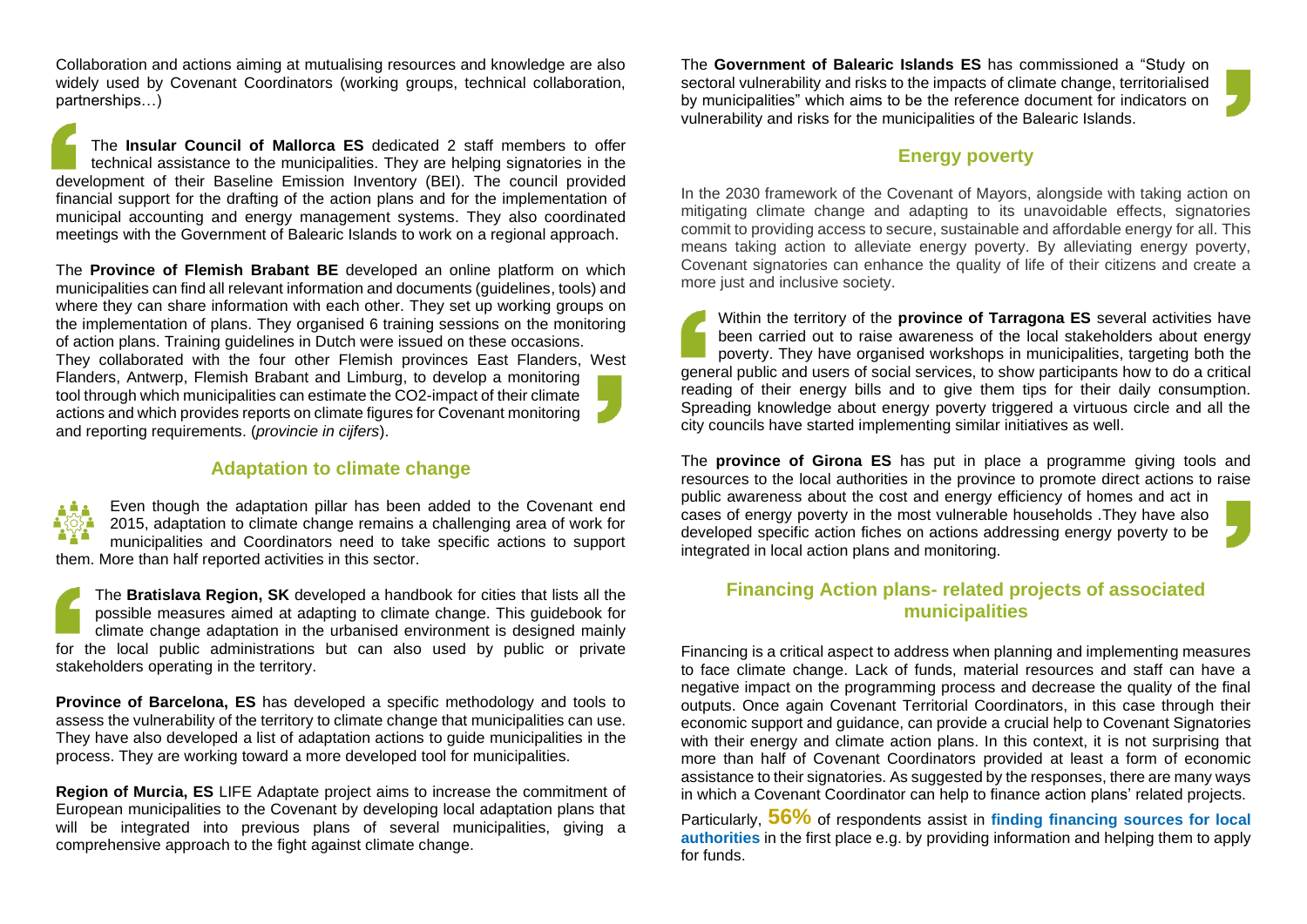Collaboration and actions aiming at mutualising resources and knowledge are also widely used by Covenant Coordinators (working groups, technical collaboration, partnerships…)

The **Insular Council of Mallorca ES** dedicated 2 staff members to offer technical assistance to the municipalities. They are helping signatories in the development of their Baseline Emission Inventory (BEI). The council provided financial support for the drafting of the action plans and for the implementation of municipal accounting and energy management systems. They also coordinated meetings with the Government of Balearic Islands to work on a regional approach.

The **Province of Flemish Brabant BE** developed an online platform on which municipalities can find all relevant information and documents (guidelines, tools) and where they can share information with each other. They set up working groups on the implementation of plans. They organised 6 training sessions on the monitoring of action plans. Training guidelines in Dutch were issued on these occasions.
They collaborated with the four other Flemish provinces East Flanders, West Flanders, Antwerp, Flemish Brabant and Limburg, to develop a monitoring tool through which municipalities can estimate the CO2-impact of their climate actions and which provides reports on climate figures for Covenant monitoring and reporting requirements. (*provincie in cijfers*).

## Adaptation to climate change

Even though the adaptation pillar has been added to the Covenant end 2015, adaptation to climate change remains a challenging area of work for municipalities and Coordinators need to take specific actions to support them. More than half reported activities in this sector.

The **Bratislava Region, SK** developed a handbook for cities that lists all the possible measures aimed at adapting to climate change. This guidebook for climate change adaptation in the urbanised environment is designed mainly for the local public administrations but can also used by public or private stakeholders operating in the territory.

**Province of Barcelona, ES** has developed a specific methodology and tools to assess the vulnerability of the territory to climate change that municipalities can use. They have also developed a list of adaptation actions to guide municipalities in the process. They are working toward a more developed tool for municipalities.

**Region of Murcia, ES** LIFE Adaptate project aims to increase the commitment of European municipalities to the Covenant by developing local adaptation plans that will be integrated into previous plans of several municipalities, giving a comprehensive approach to the fight against climate change.

The **Government of Balearic Islands ES** has commissioned a "Study on sectoral vulnerability and risks to the impacts of climate change, territorialised by municipalities" which aims to be the reference document for indicators on vulnerability and risks for the municipalities of the Balearic Islands.

## Energy poverty

In the 2030 framework of the Covenant of Mayors, alongside with taking action on mitigating climate change and adapting to its unavoidable effects, signatories commit to providing access to secure, sustainable and affordable energy for all. This means taking action to alleviate energy poverty. By alleviating energy poverty, Covenant signatories can enhance the quality of life of their citizens and create a more just and inclusive society.

Within the territory of the **province of Tarragona ES** several activities have been carried out to raise awareness of the local stakeholders about energy poverty. They have organised workshops in municipalities, targeting both the general public and users of social services, to show participants how to do a critical reading of their energy bills and to give them tips for their daily consumption. Spreading knowledge about energy poverty triggered a virtuous circle and all the city councils have started implementing similar initiatives as well.

The **province of Girona ES** has put in place a programme giving tools and resources to the local authorities in the province to promote direct actions to raise public awareness about the cost and energy efficiency of homes and act in cases of energy poverty in the most vulnerable households .They have also developed specific action fiches on actions addressing energy poverty to be integrated in local action plans and monitoring.

## Financing Action plans- related projects of associated municipalities

Financing is a critical aspect to address when planning and implementing measures to face climate change. Lack of funds, material resources and staff can have a negative impact on the programming process and decrease the quality of the final outputs. Once again Covenant Territorial Coordinators, in this case through their economic support and guidance, can provide a crucial help to Covenant Signatories with their energy and climate action plans. In this context, it is not surprising that more than half of Covenant Coordinators provided at least a form of economic assistance to their signatories. As suggested by the responses, there are many ways in which a Covenant Coordinator can help to finance action plans' related projects.

Particularly, **56%** of respondents assist in **finding financing sources for local authorities** in the first place e.g. by providing information and helping them to apply for funds.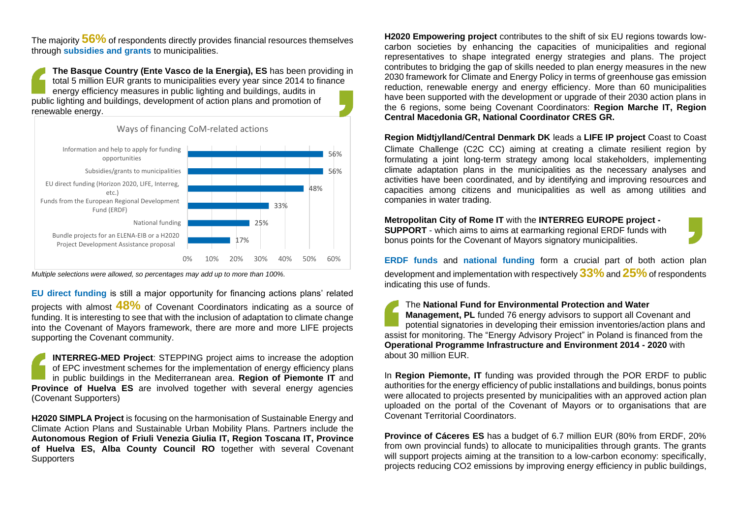The majority **56%** of respondents directly provides financial resources themselves through **subsidies and grants** to municipalities.

> **The Basque Country (Ente Vasco de la Energia), ES** has been providing in total 5 million EUR grants to municipalities every year since 2014 to finance energy efficiency measures in public lighting and buildings, audits in public lighting and buildings, development of action plans and promotion of renewable energy.

**Ways of financing CoM-related actions**

| Way of financing | Share |
|---|---|
| Information and help to apply for funding opportunities | 56% |
| Subsidies/grants to municipalities | 56% |
| EU direct funding (Horizon 2020, LIFE, Interreg, etc.) | 48% |
| Funds from the European Regional Development Fund (ERDF) | 33% |
| National funding | 25% |
| Bundle projects for an ELENA-EIB or a H2020 Project Development Assistance proposal | 17% |

*Multiple selections were allowed, so percentages may add up to more than 100%.*

**EU direct funding** is still a major opportunity for financing actions plans' related projects with almost **48%** of Covenant Coordinators indicating as a source of funding. It is interesting to see that with the inclusion of adaptation to climate change into the Covenant of Mayors framework, there are more and more LIFE projects supporting the Covenant community.

> **INTERREG-MED Project**: STEPPING project aims to increase the adoption of EPC investment schemes for the implementation of energy efficiency plans in public buildings in the Mediterranean area. **Region of Piemonte IT** and **Province of Huelva ES** are involved together with several energy agencies (Covenant Supporters)

**H2020 SIMPLA Project** is focusing on the harmonisation of Sustainable Energy and Climate Action Plans and Sustainable Urban Mobility Plans. Partners include the **Autonomous Region of Friuli Venezia Giulia IT, Region Toscana IT, Province of Huelva ES, Alba County Council RO** together with several Covenant Supporters

**H2020 Empowering project** contributes to the shift of six EU regions towards low-carbon societies by enhancing the capacities of municipalities and regional representatives to shape integrated energy strategies and plans. The project contributes to bridging the gap of skills needed to plan energy measures in the new 2030 framework for Climate and Energy Policy in terms of greenhouse gas emission reduction, renewable energy and energy efficiency. More than 60 municipalities have been supported with the development or upgrade of their 2030 action plans in the 6 regions, some being Covenant Coordinators: **Region Marche IT, Region Central Macedonia GR, National Coordinator CRES GR.**

**Region Midtjylland/Central Denmark DK** leads a **LIFE IP project** Coast to Coast Climate Challenge (C2C CC) aiming at creating a climate resilient region by formulating a joint long-term strategy among local stakeholders, implementing climate adaptation plans in the municipalities as the necessary analyses and activities have been coordinated, and by identifying and improving resources and capacities among citizens and municipalities as well as among utilities and companies in water trading.

> **Metropolitan City of Rome IT** with the **INTERREG EUROPE project - SUPPORT** - which aims to aims at earmarking regional ERDF funds with bonus points for the Covenant of Mayors signatory municipalities.

**ERDF funds** and **national funding** form a crucial part of both action plan development and implementation with respectively **33%** and **25%** of respondents indicating this use of funds.

> The **National Fund for Environmental Protection and Water Management, PL** funded 76 energy advisors to support all Covenant and potential signatories in developing their emission inventories/action plans and assist for monitoring. The "Energy Advisory Project" in Poland is financed from the **Operational Programme Infrastructure and Environment 2014 - 2020** with about 30 million EUR.

In **Region Piemonte, IT** funding was provided through the POR ERDF to public authorities for the energy efficiency of public installations and buildings, bonus points were allocated to projects presented by municipalities with an approved action plan uploaded on the portal of the Covenant of Mayors or to organisations that are Covenant Territorial Coordinators.

**Province of Cáceres ES** has a budget of 6.7 million EUR (80% from ERDF, 20% from own provincial funds) to allocate to municipalities through grants. The grants will support projects aiming at the transition to a low-carbon economy: specifically, projects reducing $CO_2$ emissions by improving energy efficiency in public buildings,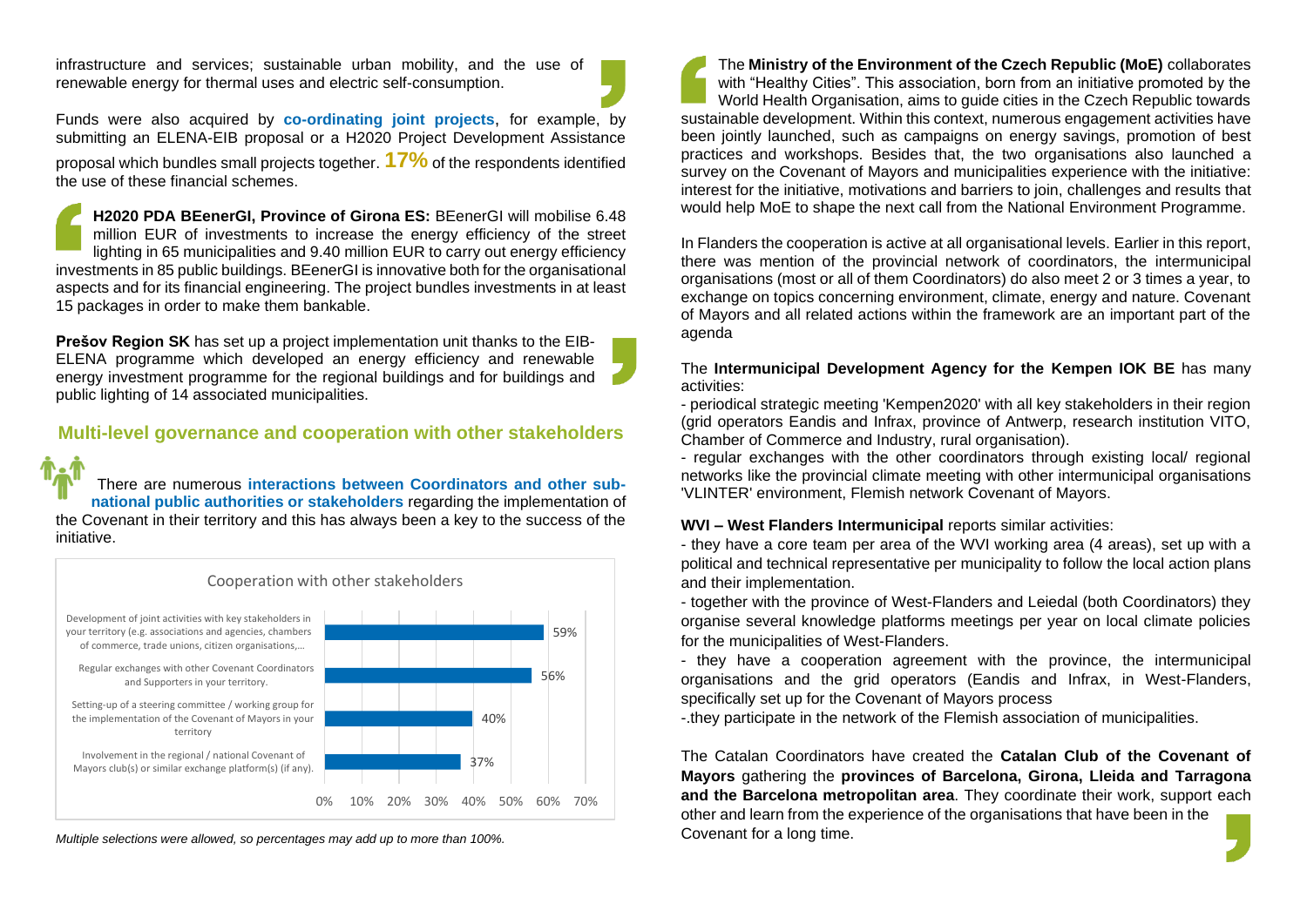infrastructure and services; sustainable urban mobility, and the use of renewable energy for thermal uses and electric self-consumption.

Funds were also acquired by **co-ordinating joint projects**, for example, by submitting an ELENA-EIB proposal or a H2020 Project Development Assistance proposal which bundles small projects together. **17%** of the respondents identified the use of these financial schemes.

**H2020 PDA BEenerGI, Province of Girona ES:** BEenerGI will mobilise 6.48 million EUR of investments to increase the energy efficiency of the street lighting in 65 municipalities and 9.40 million EUR to carry out energy efficiency investments in 85 public buildings. BEenerGI is innovative both for the organisational aspects and for its financial engineering. The project bundles investments in at least 15 packages in order to make them bankable.

**Prešov Region SK** has set up a project implementation unit thanks to the EIB-ELENA programme which developed an energy efficiency and renewable energy investment programme for the regional buildings and for buildings and public lighting of 14 associated municipalities.

## Multi-level governance and cooperation with other stakeholders

There are numerous **interactions between Coordinators and other sub-national public authorities or stakeholders** regarding the implementation of the Covenant in their territory and this has always been a key to the success of the initiative.

Cooperation with other stakeholders

Development of joint activities with key stakeholders in your territory (e.g. associations and agencies, chambers of commerce, trade unions, citizen organisations,...

59%

Regular exchanges with other Covenant Coordinators and Supporters in your territory.

56%

Setting-up of a steering committee / working group for the implementation of the Covenant of Mayors in your territory

40%

Involvement in the regional / national Covenant of Mayors club(s) or similar exchange platform(s) (if any).

37%

0% 10% 20% 30% 40% 50% 60% 70%

*Multiple selections were allowed, so percentages may add up to more than 100%.*

The **Ministry of the Environment of the Czech Republic (MoE)** collaborates with "Healthy Cities". This association, born from an initiative promoted by the World Health Organisation, aims to guide cities in the Czech Republic towards sustainable development. Within this context, numerous engagement activities have been jointly launched, such as campaigns on energy savings, promotion of best practices and workshops. Besides that, the two organisations also launched a survey on the Covenant of Mayors and municipalities experience with the initiative: interest for the initiative, motivations and barriers to join, challenges and results that would help MoE to shape the next call from the National Environment Programme.

In Flanders the cooperation is active at all organisational levels. Earlier in this report, there was mention of the provincial network of coordinators, the intermunicipal organisations (most or all of them Coordinators) do also meet 2 or 3 times a year, to exchange on topics concerning environment, climate, energy and nature. Covenant of Mayors and all related actions within the framework are an important part of the agenda

The **Intermunicipal Development Agency for the Kempen IOK BE** has many activities:

- periodical strategic meeting 'Kempen2020' with all key stakeholders in their region (grid operators Eandis and Infrax, province of Antwerp, research institution VITO, Chamber of Commerce and Industry, rural organisation).
- regular exchanges with the other coordinators through existing local/ regional networks like the provincial climate meeting with other intermunicipal organisations 'VLINTER' environment, Flemish network Covenant of Mayors.

**WVI – West Flanders Intermunicipal** reports similar activities:

- they have a core team per area of the WVI working area (4 areas), set up with a political and technical representative per municipality to follow the local action plans and their implementation.
- together with the province of West-Flanders and Leiedal (both Coordinators) they organise several knowledge platforms meetings per year on local climate policies for the municipalities of West-Flanders.
- they have a cooperation agreement with the province, the intermunicipal organisations and the grid operators (Eandis and Infrax, in West-Flanders, specifically set up for the Covenant of Mayors process
-.they participate in the network of the Flemish association of municipalities.

The Catalan Coordinators have created the **Catalan Club of the Covenant of Mayors** gathering the **provinces of Barcelona, Girona, Lleida and Tarragona and the Barcelona metropolitan area**. They coordinate their work, support each other and learn from the experience of the organisations that have been in the Covenant for a long time.